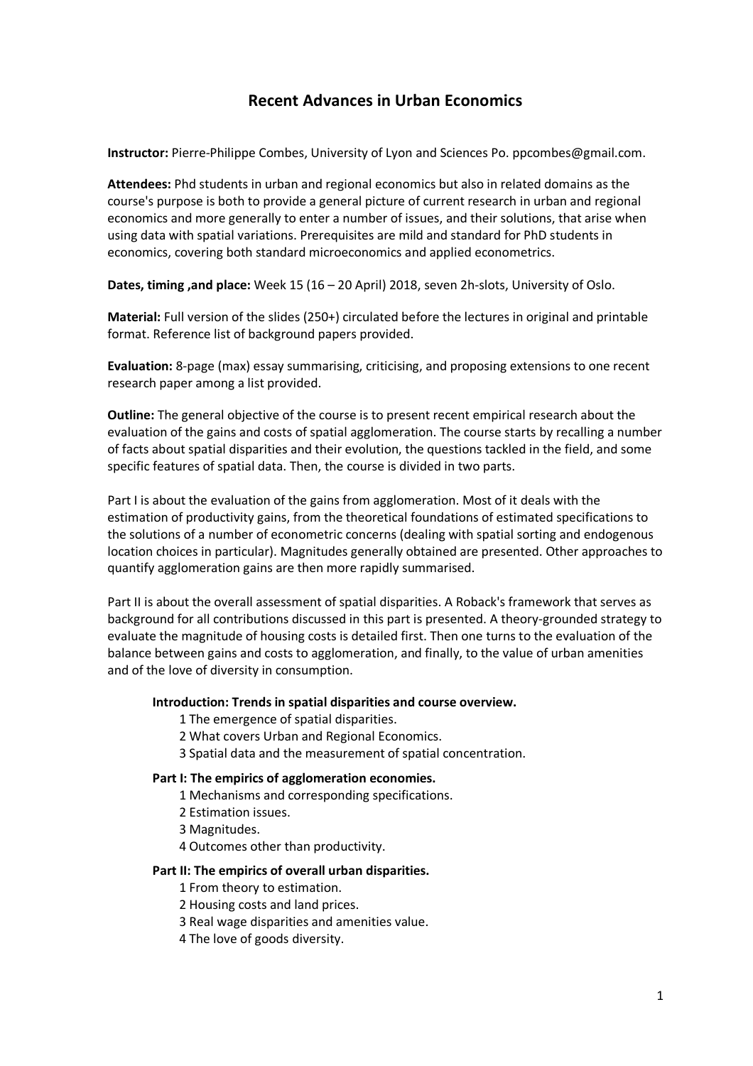# Recent Advances in Urban Economics

**Instructor:** Pierre-Philippe Combes, University of Lyon and Sciences Po. ppcombes@gmail.com.

**Attendees:** Phd students in urban and regional economics but also in related domains as the course's purpose is both to provide a general picture of current research in urban and regional economics and more generally to enter a number of issues, and their solutions, that arise when using data with spatial variations. Prerequisites are mild and standard for PhD students in economics, covering both standard microeconomics and applied econometrics.

**Dates, timing ,and place:** Week 15 (16 – 20 April) 2018, seven 2h-slots, University of Oslo.

**Material:** Full version of the slides (250+) circulated before the lectures in original and printable format. Reference list of background papers provided.

**Evaluation:** 8-page (max) essay summarising, criticising, and proposing extensions to one recent research paper among a list provided.

**Outline:** The general objective of the course is to present recent empirical research about the evaluation of the gains and costs of spatial agglomeration. The course starts by recalling a number of facts about spatial disparities and their evolution, the questions tackled in the field, and some specific features of spatial data. Then, the course is divided in two parts.

Part I is about the evaluation of the gains from agglomeration. Most of it deals with the estimation of productivity gains, from the theoretical foundations of estimated specifications to the solutions of a number of econometric concerns (dealing with spatial sorting and endogenous location choices in particular). Magnitudes generally obtained are presented. Other approaches to quantify agglomeration gains are then more rapidly summarised.

Part II is about the overall assessment of spatial disparities. A Roback's framework that serves as background for all contributions discussed in this part is presented. A theory-grounded strategy to evaluate the magnitude of housing costs is detailed first. Then one turns to the evaluation of the balance between gains and costs to agglomeration, and finally, to the value of urban amenities and of the love of diversity in consumption.

**Introduction: Trends in spatial disparities and course overview.**

1 The emergence of spatial disparities.
2 What covers Urban and Regional Economics.
3 Spatial data and the measurement of spatial concentration.

**Part I: The empirics of agglomeration economies.**

1 Mechanisms and corresponding specifications.
2 Estimation issues.
3 Magnitudes.
4 Outcomes other than productivity.

**Part II: The empirics of overall urban disparities.**

1 From theory to estimation.
2 Housing costs and land prices.
3 Real wage disparities and amenities value.
4 The love of goods diversity.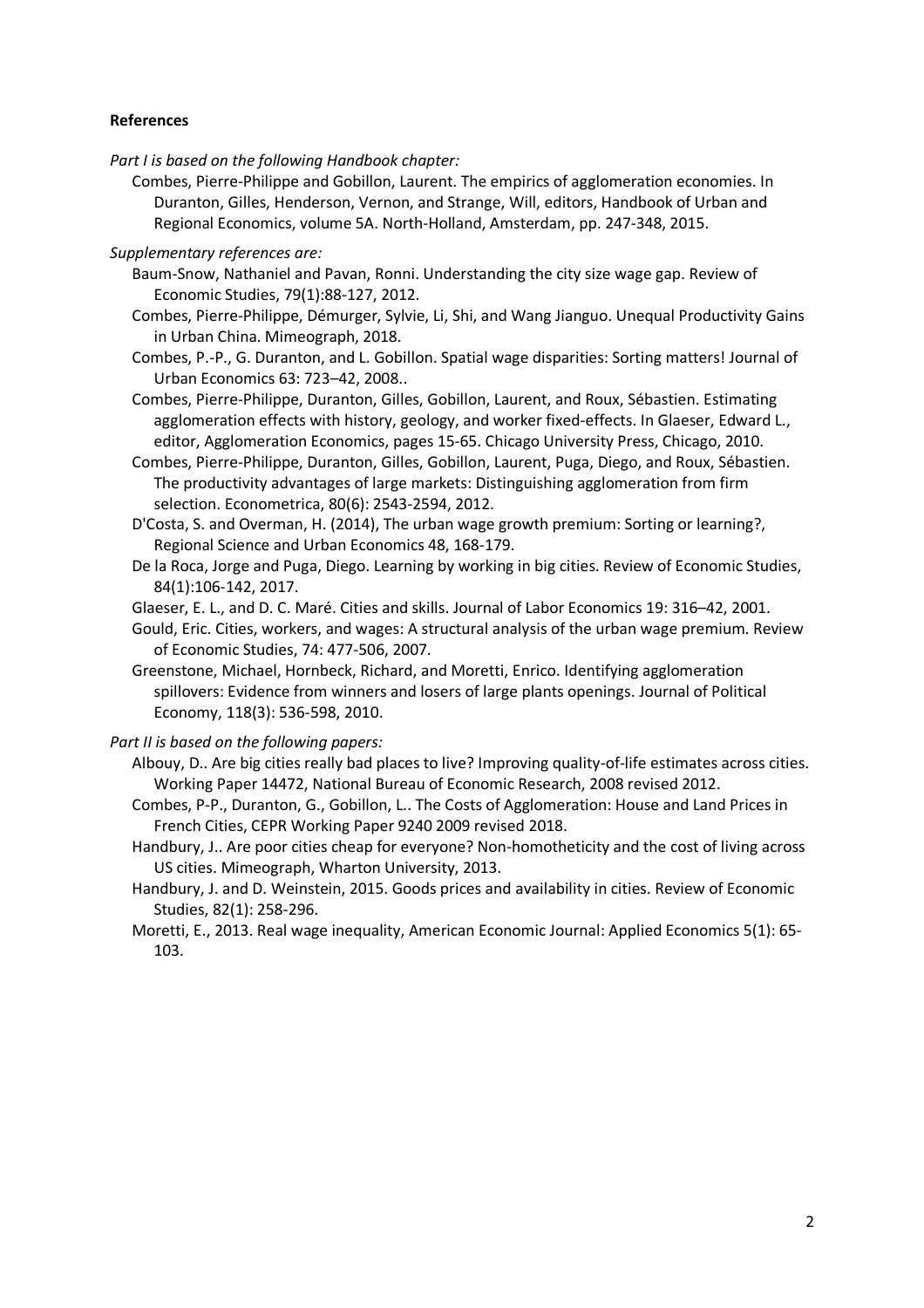**References**

*Part I is based on the following Handbook chapter:*

Combes, Pierre-Philippe and Gobillon, Laurent. The empirics of agglomeration economies. In Duranton, Gilles, Henderson, Vernon, and Strange, Will, editors, Handbook of Urban and Regional Economics, volume 5A. North-Holland, Amsterdam, pp. 247-348, 2015.

*Supplementary references are:*

Baum-Snow, Nathaniel and Pavan, Ronni. Understanding the city size wage gap. Review of Economic Studies, 79(1):88-127, 2012.

Combes, Pierre-Philippe, Démurger, Sylvie, Li, Shi, and Wang Jianguo. Unequal Productivity Gains in Urban China. Mimeograph, 2018.

Combes, P.-P., G. Duranton, and L. Gobillon. Spatial wage disparities: Sorting matters! Journal of Urban Economics 63: 723–42, 2008..

Combes, Pierre-Philippe, Duranton, Gilles, Gobillon, Laurent, and Roux, Sébastien. Estimating agglomeration effects with history, geology, and worker fixed-effects. In Glaeser, Edward L., editor, Agglomeration Economics, pages 15-65. Chicago University Press, Chicago, 2010.

Combes, Pierre-Philippe, Duranton, Gilles, Gobillon, Laurent, Puga, Diego, and Roux, Sébastien. The productivity advantages of large markets: Distinguishing agglomeration from firm selection. Econometrica, 80(6): 2543-2594, 2012.

D'Costa, S. and Overman, H. (2014), The urban wage growth premium: Sorting or learning?, Regional Science and Urban Economics 48, 168-179.

De la Roca, Jorge and Puga, Diego. Learning by working in big cities. Review of Economic Studies, 84(1):106-142, 2017.

Glaeser, E. L., and D. C. Maré. Cities and skills. Journal of Labor Economics 19: 316–42, 2001.

Gould, Eric. Cities, workers, and wages: A structural analysis of the urban wage premium. Review of Economic Studies, 74: 477-506, 2007.

Greenstone, Michael, Hornbeck, Richard, and Moretti, Enrico. Identifying agglomeration spillovers: Evidence from winners and losers of large plants openings. Journal of Political Economy, 118(3): 536-598, 2010.

*Part II is based on the following papers:*

Albouy, D.. Are big cities really bad places to live? Improving quality-of-life estimates across cities. Working Paper 14472, National Bureau of Economic Research, 2008 revised 2012.

Combes, P-P., Duranton, G., Gobillon, L.. The Costs of Agglomeration: House and Land Prices in French Cities, CEPR Working Paper 9240 2009 revised 2018.

Handbury, J.. Are poor cities cheap for everyone? Non-homotheticity and the cost of living across US cities. Mimeograph, Wharton University, 2013.

Handbury, J. and D. Weinstein, 2015. Goods prices and availability in cities. Review of Economic Studies, 82(1): 258-296.

Moretti, E., 2013. Real wage inequality, American Economic Journal: Applied Economics 5(1): 65-103.